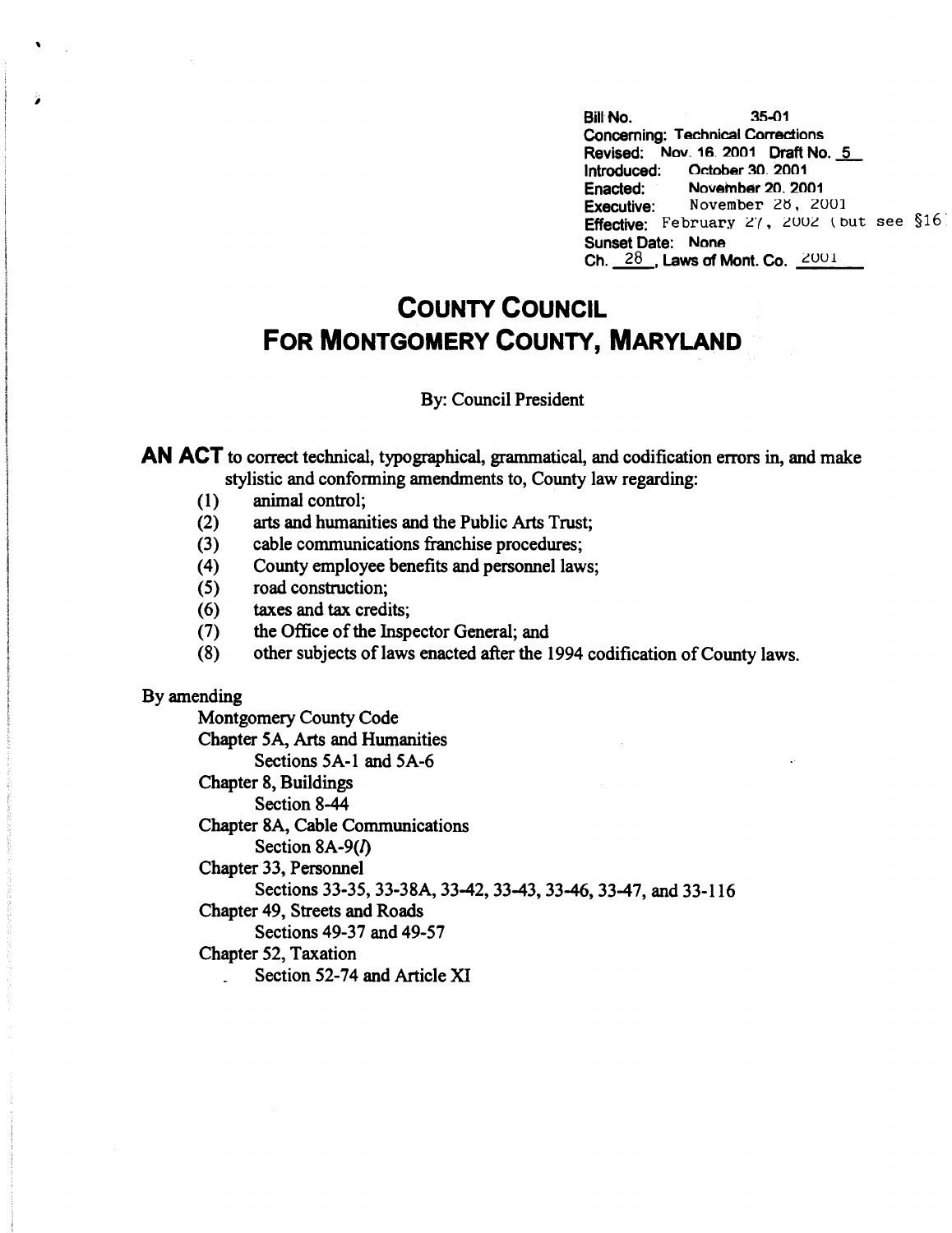Bill No. 35-01
Concerning: Technical Corrections
Revised: Nov. 16, 2001 Draft No. 5
Introduced: October 30, 2001
Enacted: November 20, 2001
Executive: November 28, 2001
Effective: February 27, 2002 (but see §16)
Sunset Date: None
Ch. 28, Laws of Mont. Co. 2001

# COUNTY COUNCIL FOR MONTGOMERY COUNTY, MARYLAND

By: Council President

**AN ACT** to correct technical, typographical, grammatical, and codification errors in, and make stylistic and conforming amendments to, County law regarding:

(1) animal control;
(2) arts and humanities and the Public Arts Trust;
(3) cable communications franchise procedures;
(4) County employee benefits and personnel laws;
(5) road construction;
(6) taxes and tax credits;
(7) the Office of the Inspector General; and
(8) other subjects of laws enacted after the 1994 codification of County laws.

By amending

Montgomery County Code
Chapter 5A, Arts and Humanities
Sections 5A-1 and 5A-6
Chapter 8, Buildings
Section 8-44
Chapter 8A, Cable Communications
Section 8A-9(*l*)
Chapter 33, Personnel
Sections 33-35, 33-38A, 33-42, 33-43, 33-46, 33-47, and 33-116
Chapter 49, Streets and Roads
Sections 49-37 and 49-57
Chapter 52, Taxation
Section 52-74 and Article XI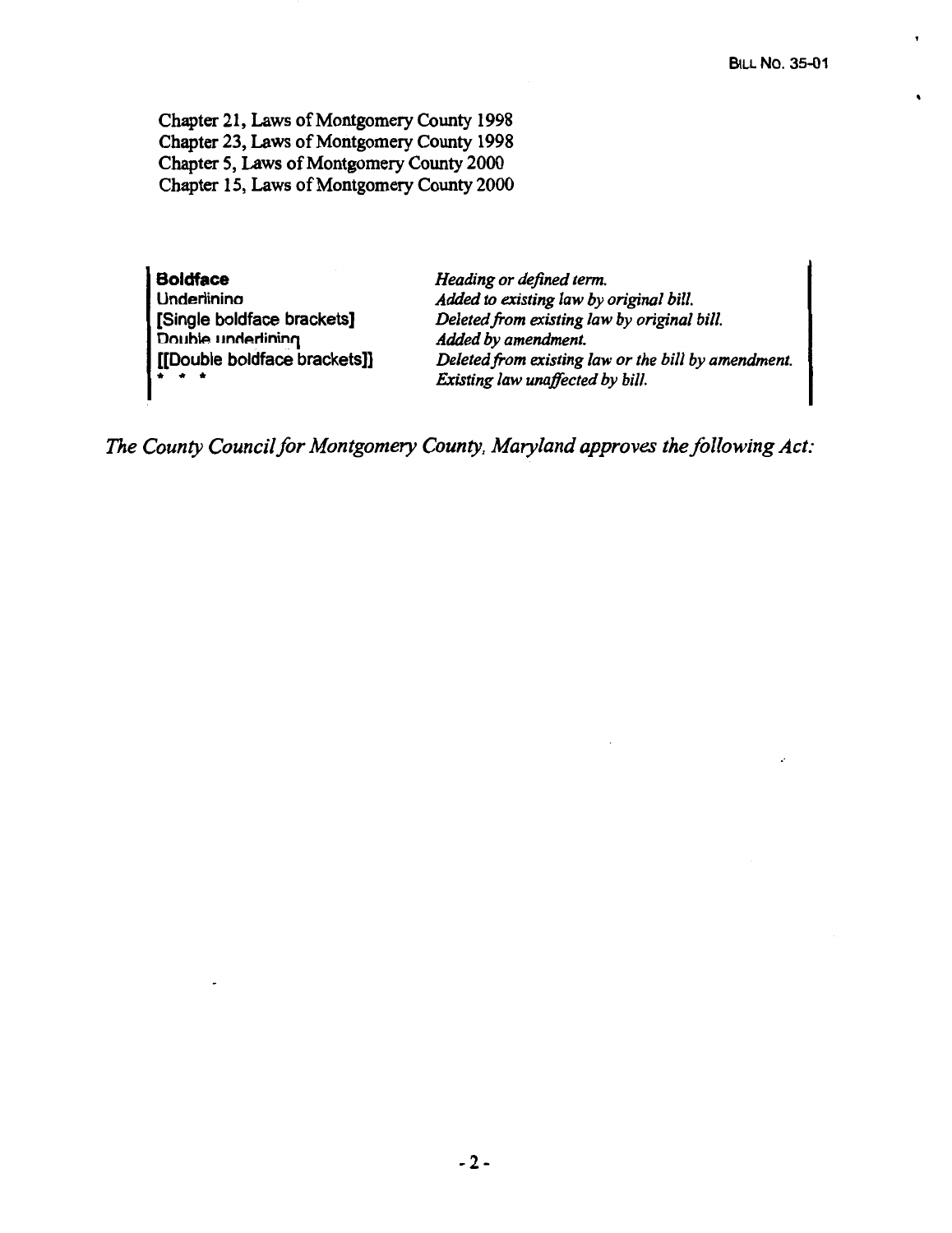Chapter 21, Laws of Montgomery County 1998
Chapter 23, Laws of Montgomery County 1998
Chapter 5, Laws of Montgomery County 2000
Chapter 15, Laws of Montgomery County 2000

| | |
|---|---|
| **Boldface** | *Heading or defined term.* |
| Underlining | *Added to existing law by original bill.* |
| **[Single boldface brackets]** | *Deleted from existing law by original bill.* |
| Double underlining | *Added by amendment.* |
| **[[Double boldface brackets]]** | *Deleted from existing law or the bill by amendment.* |
| * * * | *Existing law unaffected by bill.* |

*The County Council for Montgomery County, Maryland approves the following Act:*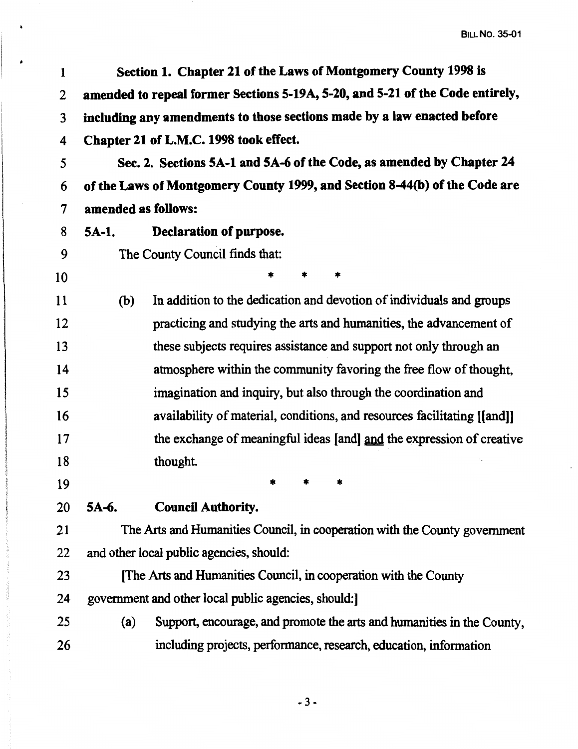**Section 1. Chapter 21 of the Laws of Montgomery County 1998 is amended to repeal former Sections 5-19A, 5-20, and 5-21 of the Code entirely, including any amendments to those sections made by a law enacted before Chapter 21 of L.M.C. 1998 took effect.**

**Sec. 2. Sections 5A-1 and 5A-6 of the Code, as amended by Chapter 24 of the Laws of Montgomery County 1999, and Section 8-44(b) of the Code are amended as follows:**

**5A-1. Declaration of purpose.**

The County Council finds that:

\* \* \*

(b) In addition to the dedication and devotion of individuals and groups practicing and studying the arts and humanities, the advancement of these subjects requires assistance and support not only through an atmosphere within the community favoring the free flow of thought, imagination and inquiry, but also through the coordination and availability of material, conditions, and resources facilitating [[and]] the exchange of meaningful ideas [and] <u>and</u> the expression of creative thought.

\* \* \*

**5A-6. Council Authority.**

The Arts and Humanities Council, in cooperation with the County government and other local public agencies, should:

[The Arts and Humanities Council, in cooperation with the County government and other local public agencies, should:]

(a) Support, encourage, and promote the arts and humanities in the County, including projects, performance, research, education, information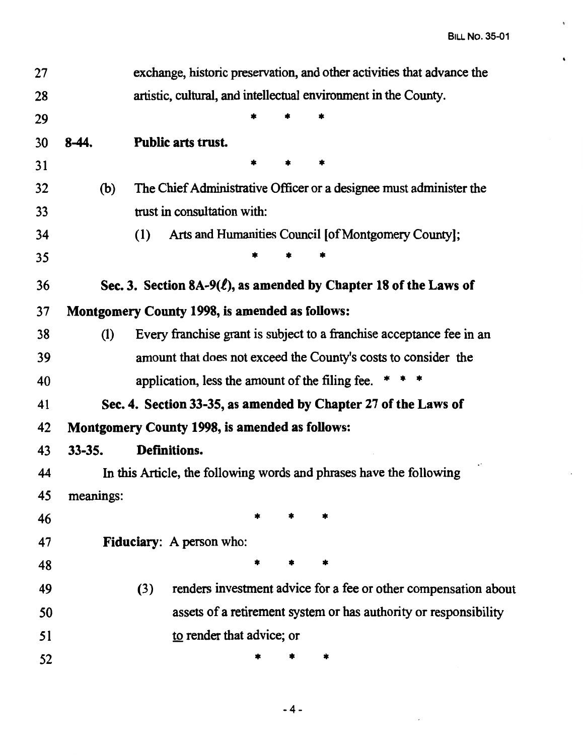exchange, historic preservation, and other activities that advance the artistic, cultural, and intellectual environment in the County.

\* \* \*

**8-44. Public arts trust.**

\* \* \*

(b) The Chief Administrative Officer or a designee must administer the trust in consultation with:

(1) Arts and Humanities Council [of Montgomery County];

\* \* \*

**Sec. 3. Section 8A-9(ℓ), as amended by Chapter 18 of the Laws of Montgomery County 1998, is amended as follows:**

(l) Every franchise grant is subject to a franchise acceptance fee in an amount that does not exceed the County's costs to consider the application, less the amount of the filing fee. \* \* \*

**Sec. 4. Section 33-35, as amended by Chapter 27 of the Laws of Montgomery County 1998, is amended as follows:**

**33-35. Definitions.**

In this Article, the following words and phrases have the following meanings:

\* \* \*

**Fiduciary**: A person who:

\* \* \*

(3) renders investment advice for a fee or other compensation about assets of a retirement system or has authority or responsibility <u>to</u> render that advice; or

\* \* \*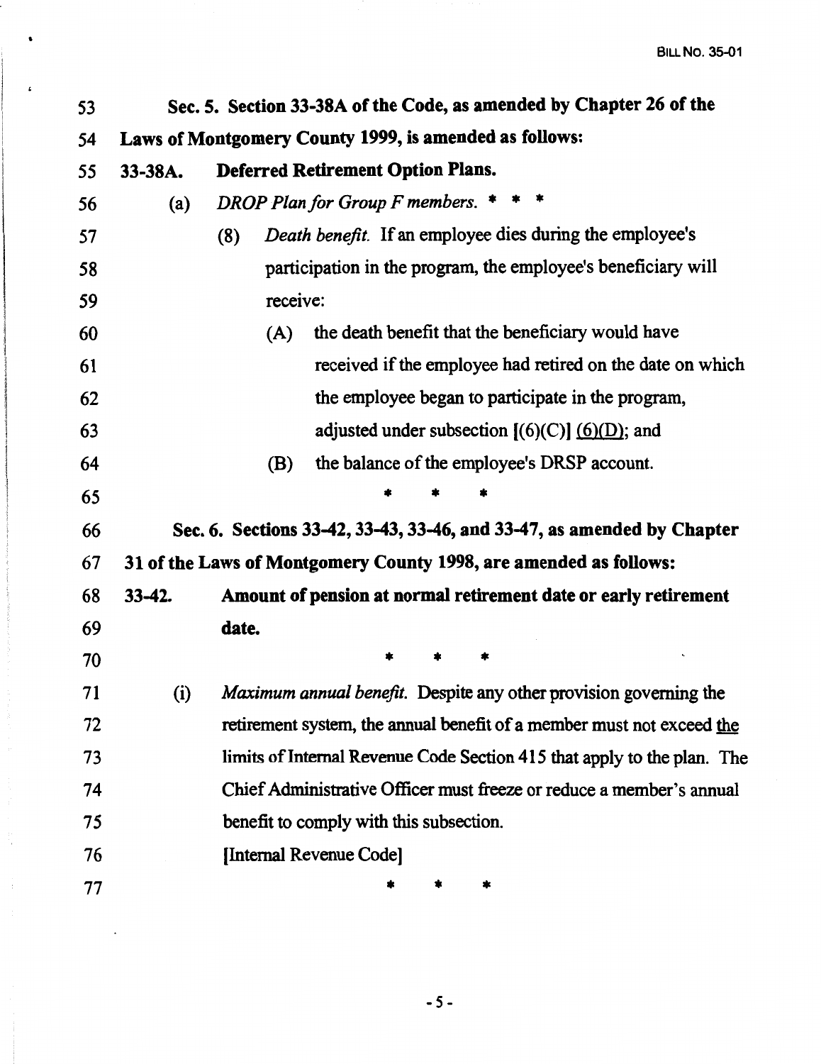**Sec. 5. Section 33-38A of the Code, as amended by Chapter 26 of the Laws of Montgomery County 1999, is amended as follows:**

**33-38A. Deferred Retirement Option Plans.**

(a) *DROP Plan for Group F members.* * * *

(8) *Death benefit.* If an employee dies during the employee's participation in the program, the employee's beneficiary will receive:

(A) the death benefit that the beneficiary would have received if the employee had retired on the date on which the employee began to participate in the program, adjusted under subsection [(6)(C)] <u>(6)(D)</u>; and

(B) the balance of the employee's DRSP account.

\* * *

**Sec. 6. Sections 33-42, 33-43, 33-46, and 33-47, as amended by Chapter 31 of the Laws of Montgomery County 1998, are amended as follows:**

**33-42. Amount of pension at normal retirement date or early retirement date.**

\* * *

(i) *Maximum annual benefit.* Despite any other provision governing the retirement system, the annual benefit of a member must not exceed <u>the limits of</u> Internal Revenue Code Section 415 <u>that apply to the plan. The Chief Administrative Officer must freeze or reduce a member's annual benefit to comply with this subsection.</u>

[Internal Revenue Code]

\* * *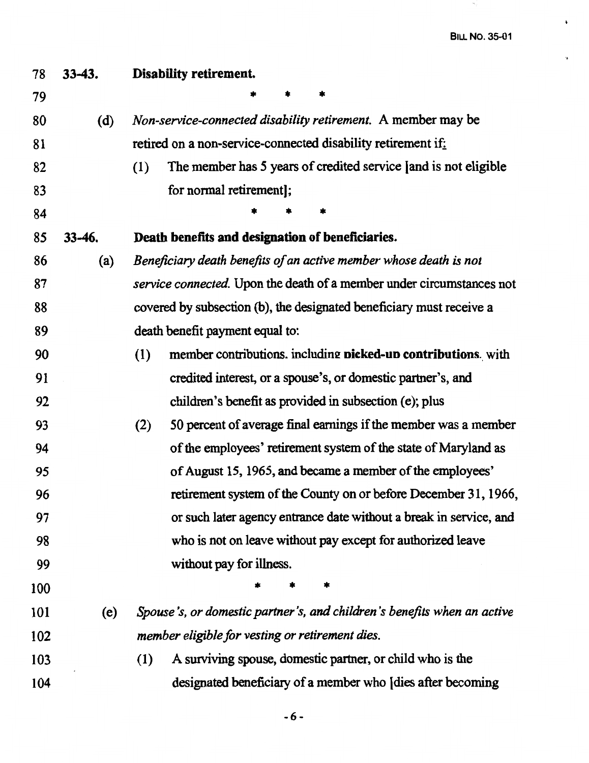78 **33-43. Disability retirement.**

79 \* \* \*

80 (d) *Non-service-connected disability retirement.* A member may be

81 retired on a non-service-connected disability retirement if:

82 (1) The member has 5 years of credited service [and is not eligible

83 for normal retirement];

84 \* \* \*

85 **33-46. Death benefits and designation of beneficiaries.**

86 (a) *Beneficiary death benefits of an active member whose death is not*

87 *service connected.* Upon the death of a member under circumstances not

88 covered by subsection (b), the designated beneficiary must receive a

89 death benefit payment equal to:

90 (1) member contributions, including **picked-up contributions**, with

91 credited interest, or a spouse's, or domestic partner's, and

92 children's benefit as provided in subsection (e); plus

93 (2) 50 percent of average final earnings if the member was a member

94 of the employees' retirement system of the state of Maryland as

95 of August 15, 1965, and became a member of the employees'

96 retirement system of the County on or before December 31, 1966,

97 or such later agency entrance date without a break in service, and

98 who is not on leave without pay except for authorized leave

99 without pay for illness.

100 \* \* \*

101 (e) *Spouse's, or domestic partner's, and children's benefits when an active*

102 *member eligible for vesting or retirement dies.*

103 (1) A surviving spouse, domestic partner, or child who is the

104 designated beneficiary of a member who [dies after becoming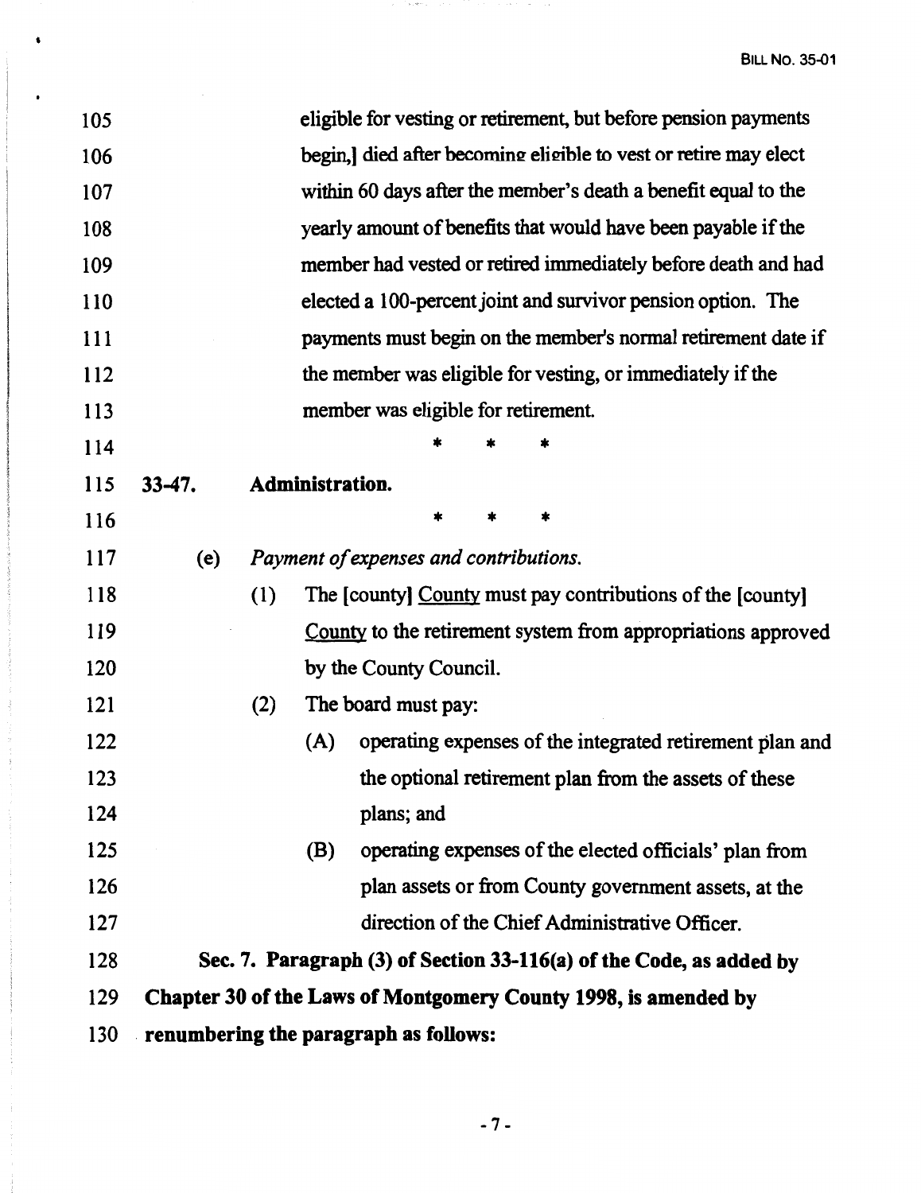eligible for vesting or retirement, but before pension payments begin,] died after becoming eligible to vest or retire may elect within 60 days after the member's death a benefit equal to the yearly amount of benefits that would have been payable if the member had vested or retired immediately before death and had elected a 100-percent joint and survivor pension option. The payments must begin on the member's normal retirement date if the member was eligible for vesting, or immediately if the member was eligible for retirement.

\* \* \*

**33-47. Administration.**

\* \* \*

(e) *Payment of expenses and contributions.*

(1) The [county] <u>County</u> must pay contributions of the [county] <u>County</u> to the retirement system from appropriations approved by the County Council.

(2) The board must pay:

(A) operating expenses of the integrated retirement plan and the optional retirement plan from the assets of these plans; and

(B) operating expenses of the elected officials' plan from plan assets or from County government assets, at the direction of the Chief Administrative Officer.

**Sec. 7. Paragraph (3) of Section 33-116(a) of the Code, as added by Chapter 30 of the Laws of Montgomery County 1998, is amended by renumbering the paragraph as follows:**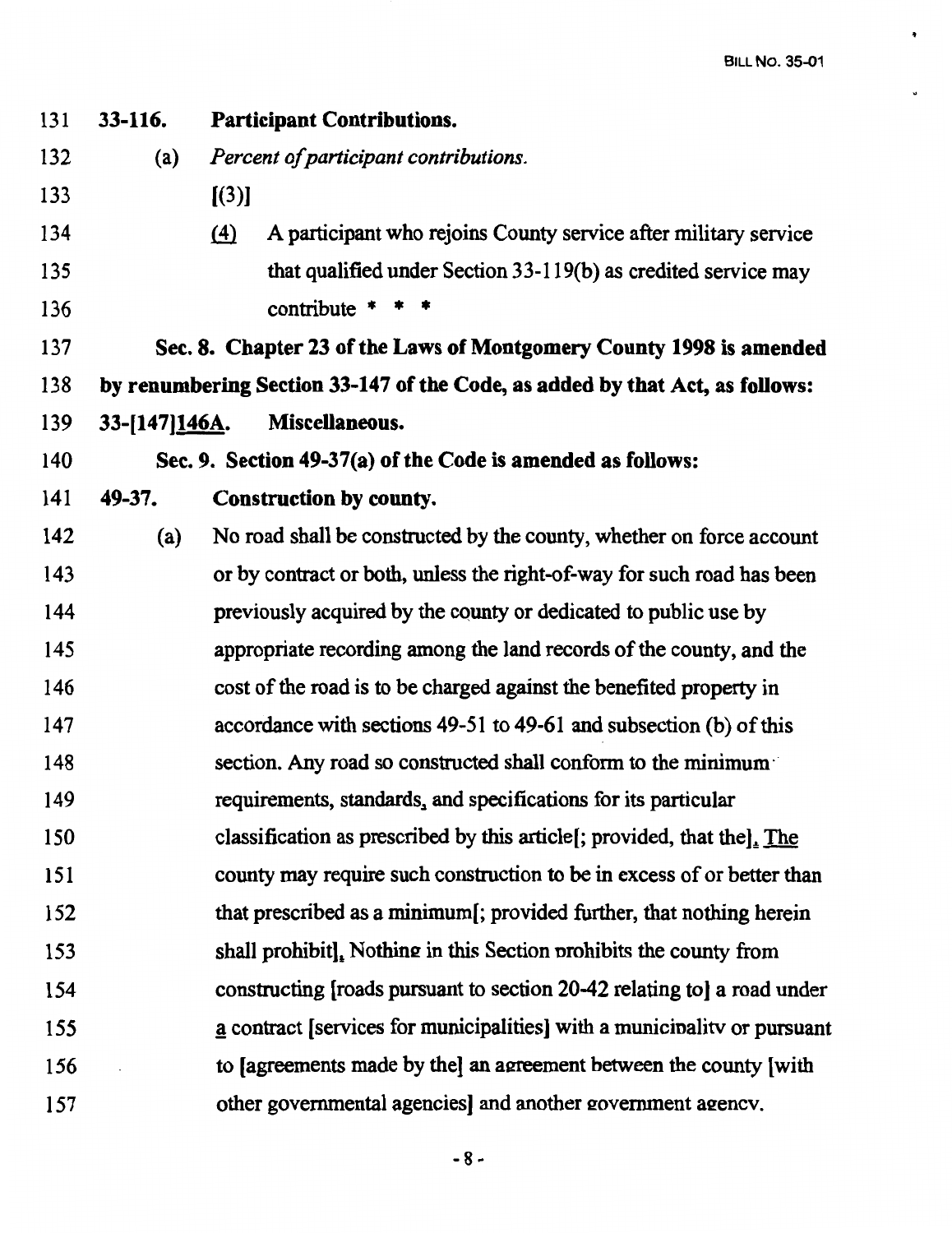131 **33-116. Participant Contributions.**

132 (a) *Percent of participant contributions.*

133 [(3)]

134 (4) A participant who rejoins County service after military service

135 that qualified under Section 33-119(b) as credited service may

136 contribute * * *

137 **Sec. 8. Chapter 23 of the Laws of Montgomery County 1998 is amended**

138 **by renumbering Section 33-147 of the Code, as added by that Act, as follows:**

139 **33-[147]146A. Miscellaneous.**

140 **Sec. 9. Section 49-37(a) of the Code is amended as follows:**

141 **49-37. Construction by county.**

142 (a) No road shall be constructed by the county, whether on force account

143 or by contract or both, unless the right-of-way for such road has been

144 previously acquired by the county or dedicated to public use by

145 appropriate recording among the land records of the county, and the

146 cost of the road is to be charged against the benefited property in

147 accordance with sections 49-51 to 49-61 and subsection (b) of this

148 section. Any road so constructed shall conform to the minimum

149 requirements, standards, and specifications for its particular

150 classification as prescribed by this article[; provided, that the]. The

151 county may require such construction to be in excess of or better than

152 that prescribed as a minimum[; provided further, that nothing herein

153 shall prohibit]. Nothing in this Section prohibits the county from

154 constructing [roads pursuant to section 20-42 relating to] a road under

155 a contract [services for municipalities] with a municipality or pursuant

156 to [agreements made by the] an agreement between the county [with

157 other governmental agencies] and another government agency.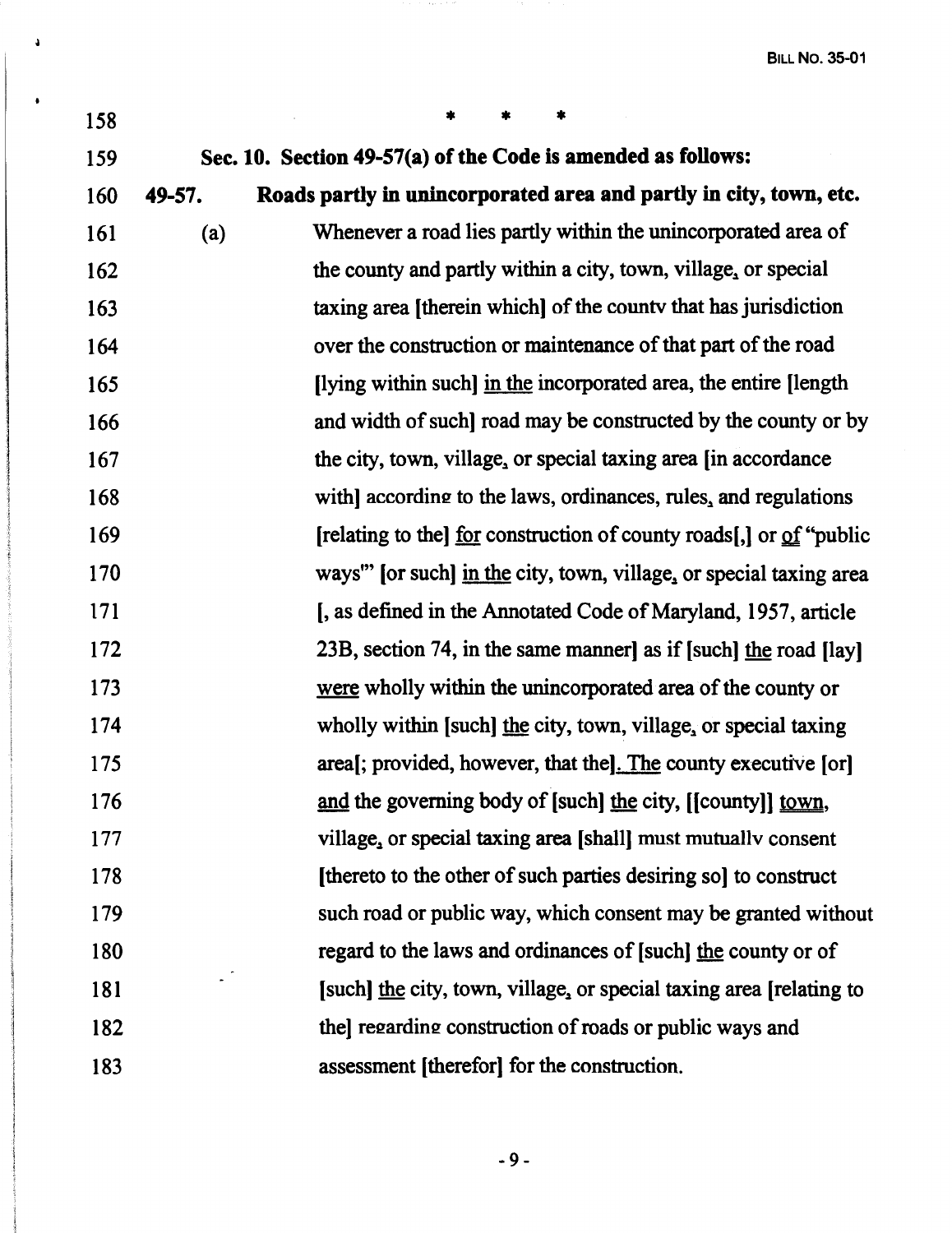\* \* \*

**Sec. 10. Section 49-57(a) of the Code is amended as follows:**

**49-57. Roads partly in unincorporated area and partly in city, town, etc.**

(a) Whenever a road lies partly within the unincorporated area of the county and partly within a city, town, village, or special taxing area [therein which] of the county that has jurisdiction over the construction or maintenance of that part of the road [lying within such] <u>in the</u> incorporated area, the entire [length and width of such] road may be constructed by the county or by the city, town, village, or special taxing area [in accordance with] according to the laws, ordinances, rules, and regulations [relating to the] <u>for</u> construction of county roads[,] or <u>of</u> "public ways" [or such] <u>in the</u> city, town, village, or special taxing area [, as defined in the Annotated Code of Maryland, 1957, article 23B, section 74, in the same manner] as if [such] <u>the</u> road [lay] <u>were</u> wholly within the unincorporated area of the county or wholly within [such] <u>the</u> city, town, village, or special taxing area[; provided, however, that the]<u>. The</u> county executive [or] <u>and</u> the governing body of [such] <u>the</u> city, [[county]] <u>town</u>, village, or special taxing area [shall] must mutually consent [thereto to the other of such parties desiring so] to construct such road or public way, which consent may be granted without regard to the laws and ordinances of [such] <u>the</u> county or of [such] <u>the</u> city, town, village, or special taxing area [relating to the] regarding construction of roads or public ways and assessment [therefor] for the construction.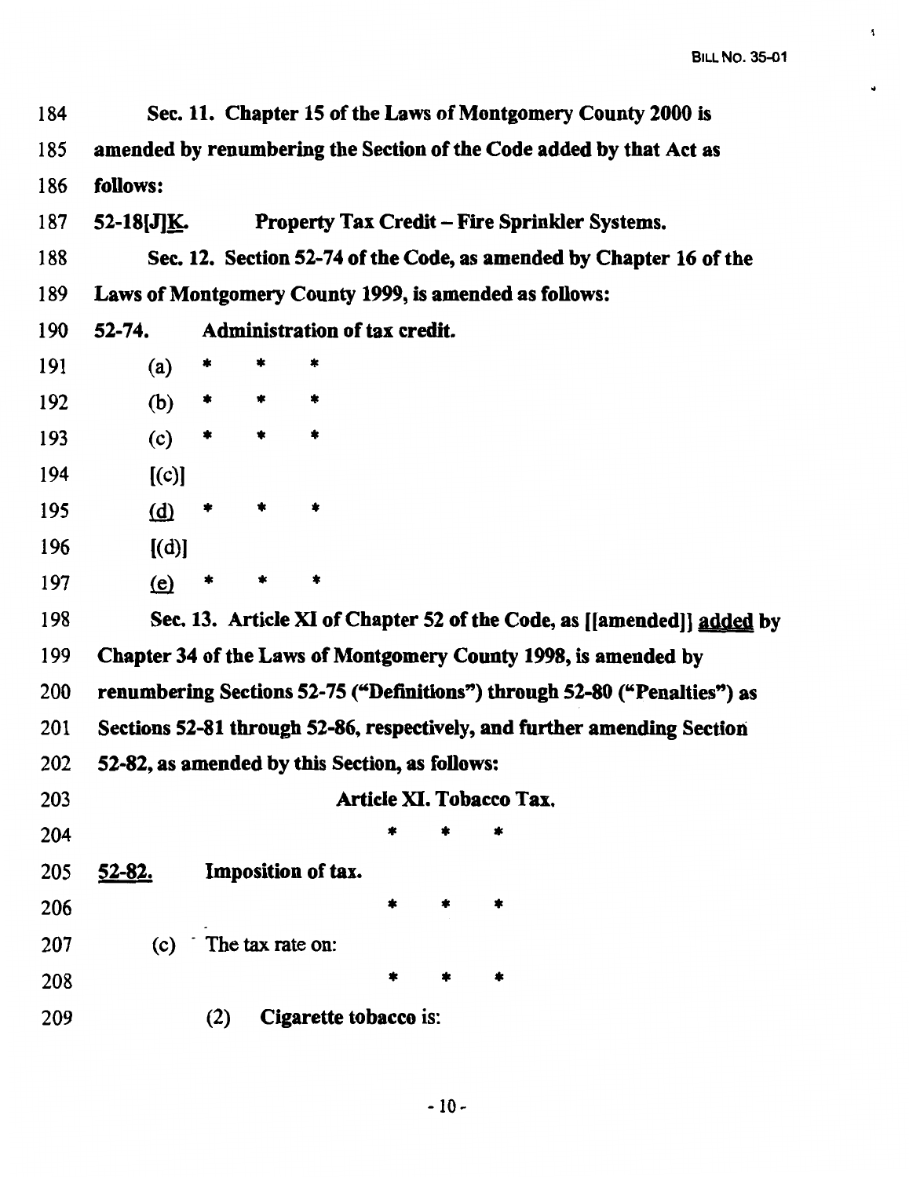184 **Sec. 11. Chapter 15 of the Laws of Montgomery County 2000 is**
185 **amended by renumbering the Section of the Code added by that Act as**
186 **follows:**

187 **52-18[J]K. Property Tax Credit – Fire Sprinkler Systems.**

188 **Sec. 12. Section 52-74 of the Code, as amended by Chapter 16 of the**
189 **Laws of Montgomery County 1999, is amended as follows:**

190 **52-74. Administration of tax credit.**

191 (a) * * *

192 (b) * * *

193 (c) * * *

194 [(c)]

195 (d) * * *

196 [(d)]

197 (e) * * *

198 **Sec. 13. Article XI of Chapter 52 of the Code, as [[amended]] added by**
199 **Chapter 34 of the Laws of Montgomery County 1998, is amended by**
200 **renumbering Sections 52-75 ("Definitions") through 52-80 ("Penalties") as**
201 **Sections 52-81 through 52-86, respectively, and further amending Section**
202 **52-82, as amended by this Section, as follows:**

203 **Article XI. Tobacco Tax.**

204 * * *

205 **52-82. Imposition of tax.**

206 * * *

207 (c) The tax rate on:

208 * * *

209 (2) **Cigarette tobacco** is: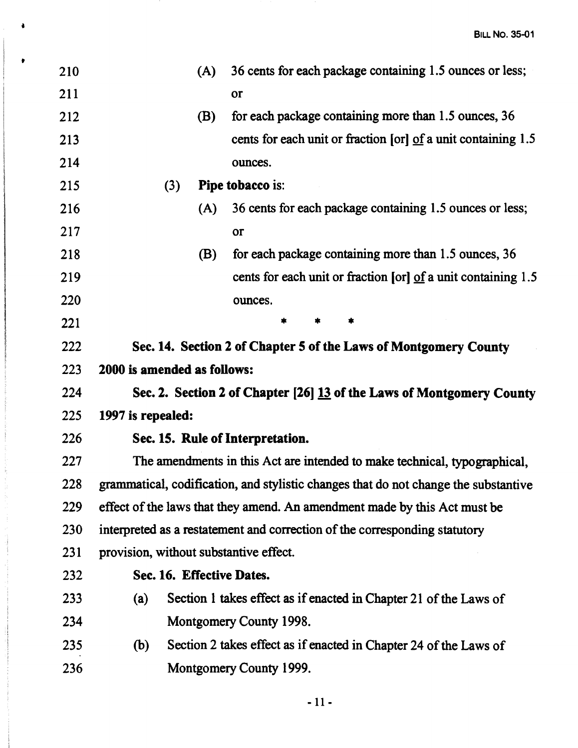(A) 36 cents for each package containing 1.5 ounces or less; or

(B) for each package containing more than 1.5 ounces, 36 cents for each unit or fraction [or] <u>of</u> a unit containing 1.5 ounces.

(3) **Pipe tobacco** is:

(A) 36 cents for each package containing 1.5 ounces or less; or

(B) for each package containing more than 1.5 ounces, 36 cents for each unit or fraction [or] <u>of</u> a unit containing 1.5 ounces.

\*   \*   \*

**Sec. 14. Section 2 of Chapter 5 of the Laws of Montgomery County 2000 is amended as follows:**

**Sec. 2. Section 2 of Chapter [26] <u>13</u> of the Laws of Montgomery County 1997 is repealed:**

**Sec. 15. Rule of Interpretation.**

The amendments in this Act are intended to make technical, typographical, grammatical, codification, and stylistic changes that do not change the substantive effect of the laws that they amend. An amendment made by this Act must be interpreted as a restatement and correction of the corresponding statutory provision, without substantive effect.

**Sec. 16. Effective Dates.**

(a) Section 1 takes effect as if enacted in Chapter 21 of the Laws of Montgomery County 1998.

(b) Section 2 takes effect as if enacted in Chapter 24 of the Laws of Montgomery County 1999.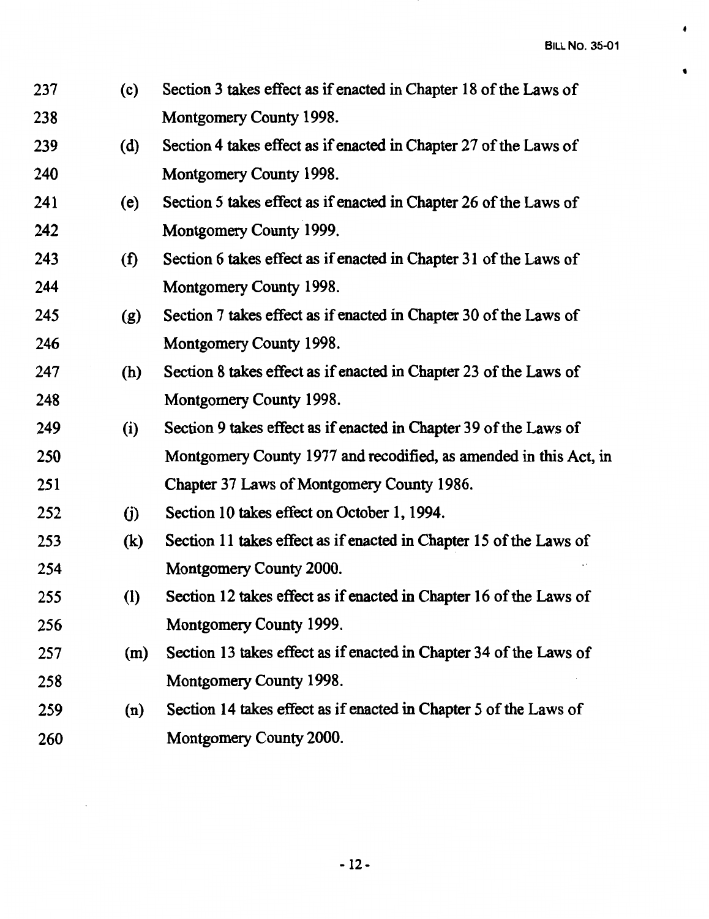237 (c) Section 3 takes effect as if enacted in Chapter 18 of the Laws of
238 Montgomery County 1998.

239 (d) Section 4 takes effect as if enacted in Chapter 27 of the Laws of
240 Montgomery County 1998.

241 (e) Section 5 takes effect as if enacted in Chapter 26 of the Laws of
242 Montgomery County 1999.

243 (f) Section 6 takes effect as if enacted in Chapter 31 of the Laws of
244 Montgomery County 1998.

245 (g) Section 7 takes effect as if enacted in Chapter 30 of the Laws of
246 Montgomery County 1998.

247 (h) Section 8 takes effect as if enacted in Chapter 23 of the Laws of
248 Montgomery County 1998.

249 (i) Section 9 takes effect as if enacted in Chapter 39 of the Laws of
250 Montgomery County 1977 and recodified, as amended in this Act, in
251 Chapter 37 Laws of Montgomery County 1986.

252 (j) Section 10 takes effect on October 1, 1994.

253 (k) Section 11 takes effect as if enacted in Chapter 15 of the Laws of
254 Montgomery County 2000.

255 (l) Section 12 takes effect as if enacted in Chapter 16 of the Laws of
256 Montgomery County 1999.

257 (m) Section 13 takes effect as if enacted in Chapter 34 of the Laws of
258 Montgomery County 1998.

259 (n) Section 14 takes effect as if enacted in Chapter 5 of the Laws of
260 Montgomery County 2000.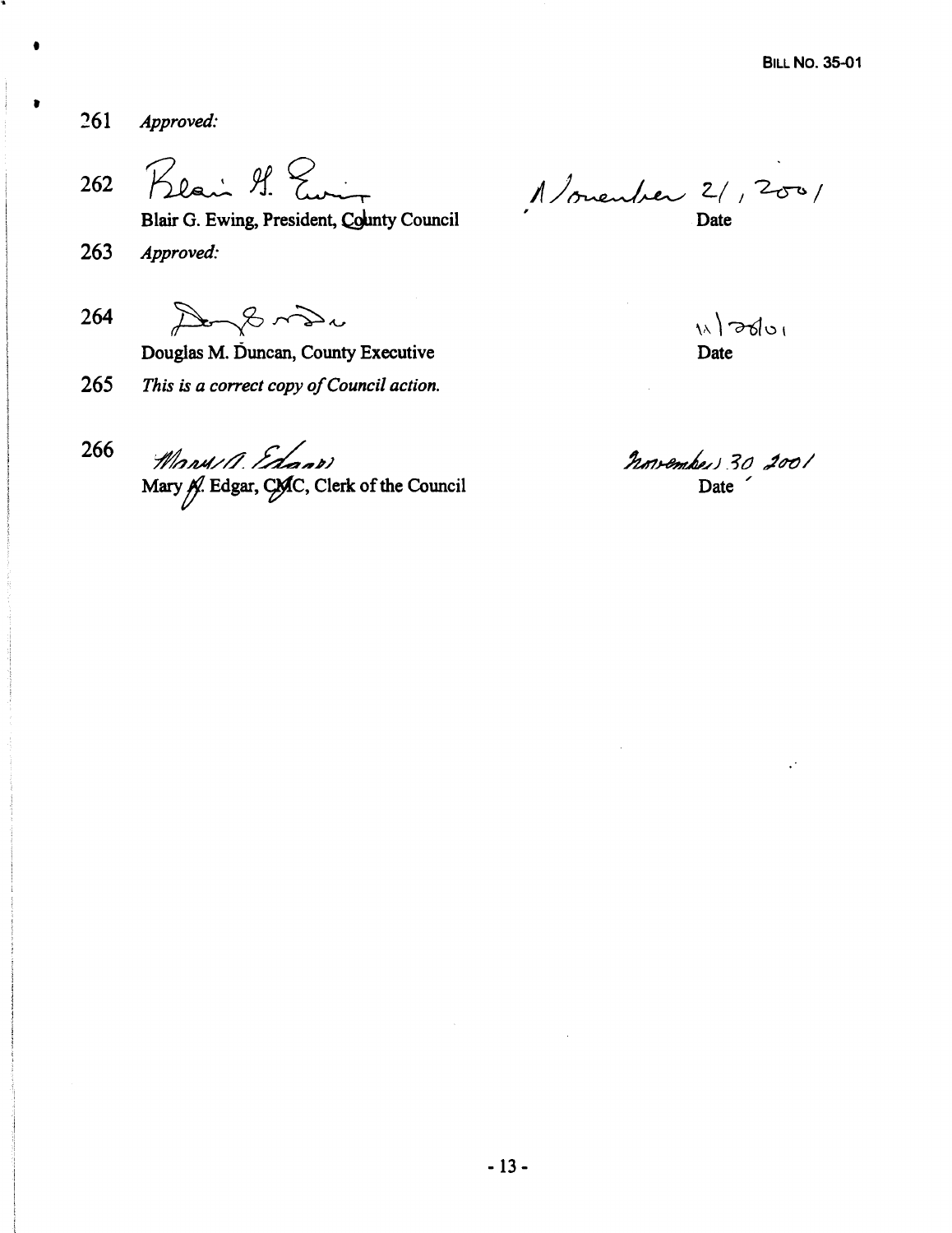261 *Approved:*

262 Blair G. Ewing, President, County Council — November 21, 2001 — Date

263 *Approved:*

264 Douglas M. Duncan, County Executive — 11/28/01 — Date

265 *This is a correct copy of Council action.*

266 Mary A. Edgar, CMC, Clerk of the Council — November 30, 2001 — Date